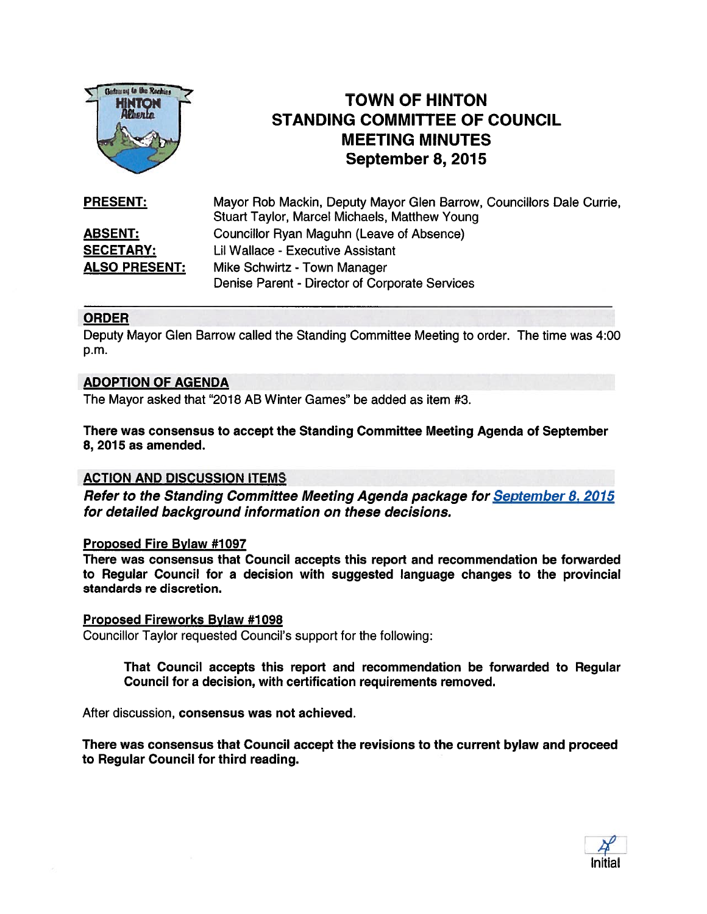# TOWN OF HINTON
# STANDING COMMITTEE OF COUNCIL
# MEETING MINUTES
# September 8, 2015

**PRESENT:** Mayor Rob Mackin, Deputy Mayor Glen Barrow, Councillors Dale Currie, Stuart Taylor, Marcel Michaels, Matthew Young

**ABSENT:** Councillor Ryan Maguhn (Leave of Absence)

**SECETARY:** Lil Wallace - Executive Assistant

**ALSO PRESENT:** Mike Schwirtz - Town Manager
Denise Parent - Director of Corporate Services

---

## ORDER

Deputy Mayor Glen Barrow called the Standing Committee Meeting to order. The time was 4:00 p.m.

## ADOPTION OF AGENDA

The Mayor asked that "2018 AB Winter Games" be added as item #3.

**There was consensus to accept the Standing Committee Meeting Agenda of September 8, 2015 as amended.**

## ACTION AND DISCUSSION ITEMS

***Refer to the Standing Committee Meeting Agenda package for September 8, 2015 for detailed background information on these decisions.***

### Proposed Fire Bylaw #1097

**There was consensus that Council accepts this report and recommendation be forwarded to Regular Council for a decision with suggested language changes to the provincial standards re discretion.**

### Proposed Fireworks Bylaw #1098

Councillor Taylor requested Council's support for the following:

> **That Council accepts this report and recommendation be forwarded to Regular Council for a decision, with certification requirements removed.**

After discussion, **consensus was not achieved**.

**There was consensus that Council accept the revisions to the current bylaw and proceed to Regular Council for third reading.**

Initial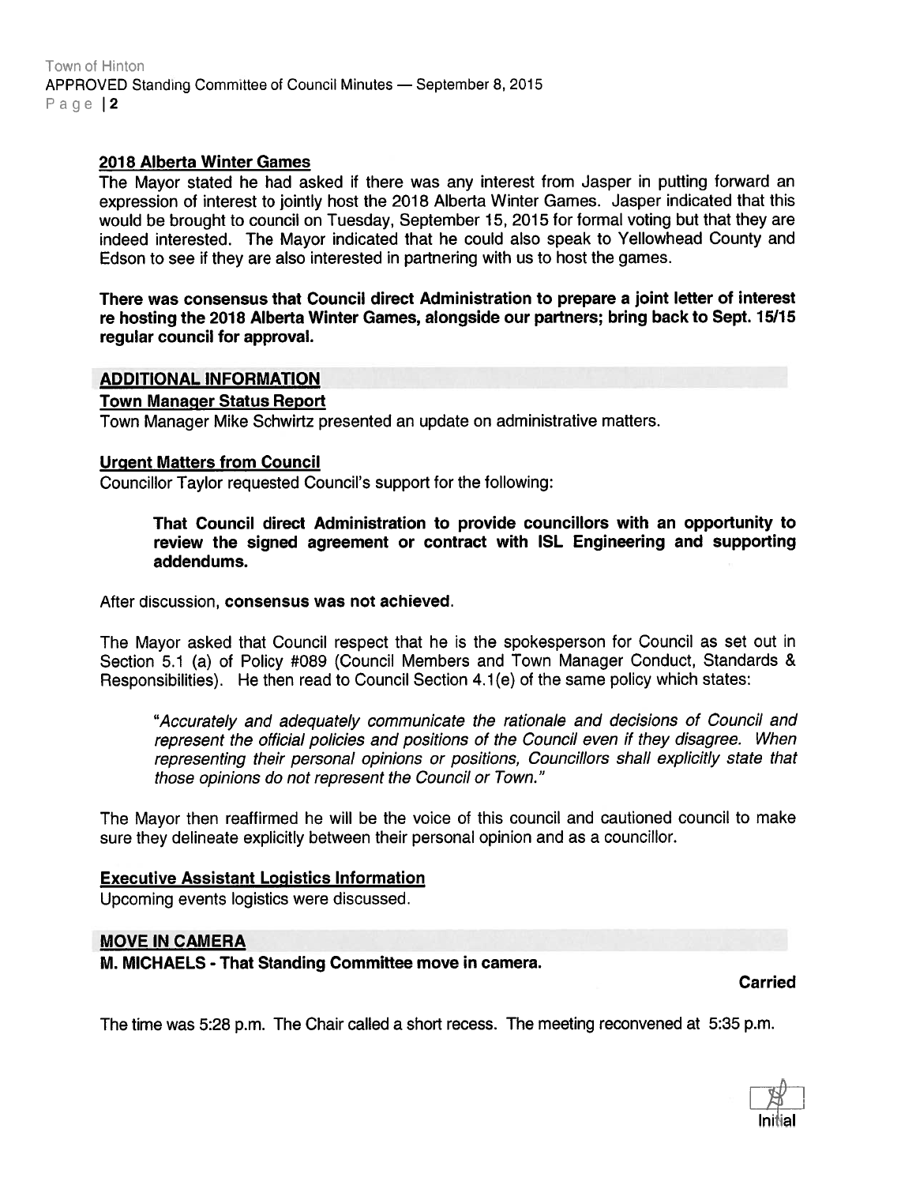### 2018 Alberta Winter Games

The Mayor stated he had asked if there was any interest from Jasper in putting forward an expression of interest to jointly host the 2018 Alberta Winter Games. Jasper indicated that this would be brought to council on Tuesday, September 15, 2015 for formal voting but that they are indeed interested. The Mayor indicated that he could also speak to Yellowhead County and Edson to see if they are also interested in partnering with us to host the games.

**There was consensus that Council direct Administration to prepare a joint letter of interest re hosting the 2018 Alberta Winter Games, alongside our partners; bring back to Sept. 15/15 regular council for approval.**

## ADDITIONAL INFORMATION

### Town Manager Status Report

Town Manager Mike Schwirtz presented an update on administrative matters.

### Urgent Matters from Council

Councillor Taylor requested Council's support for the following:

> **That Council direct Administration to provide councillors with an opportunity to review the signed agreement or contract with ISL Engineering and supporting addendums.**

After discussion, **consensus was not achieved**.

The Mayor asked that Council respect that he is the spokesperson for Council as set out in Section 5.1 (a) of Policy #089 (Council Members and Town Manager Conduct, Standards & Responsibilities). He then read to Council Section 4.1(e) of the same policy which states:

> *"Accurately and adequately communicate the rationale and decisions of Council and represent the official policies and positions of the Council even if they disagree. When representing their personal opinions or positions, Councillors shall explicitly state that those opinions do not represent the Council or Town."*

The Mayor then reaffirmed he will be the voice of this council and cautioned council to make sure they delineate explicitly between their personal opinion and as a councillor.

### Executive Assistant Logistics Information

Upcoming events logistics were discussed.

## MOVE IN CAMERA

**M. MICHAELS - That Standing Committee move in camera.**

**Carried**

The time was 5:28 p.m. The Chair called a short recess. The meeting reconvened at 5:35 p.m.

Initial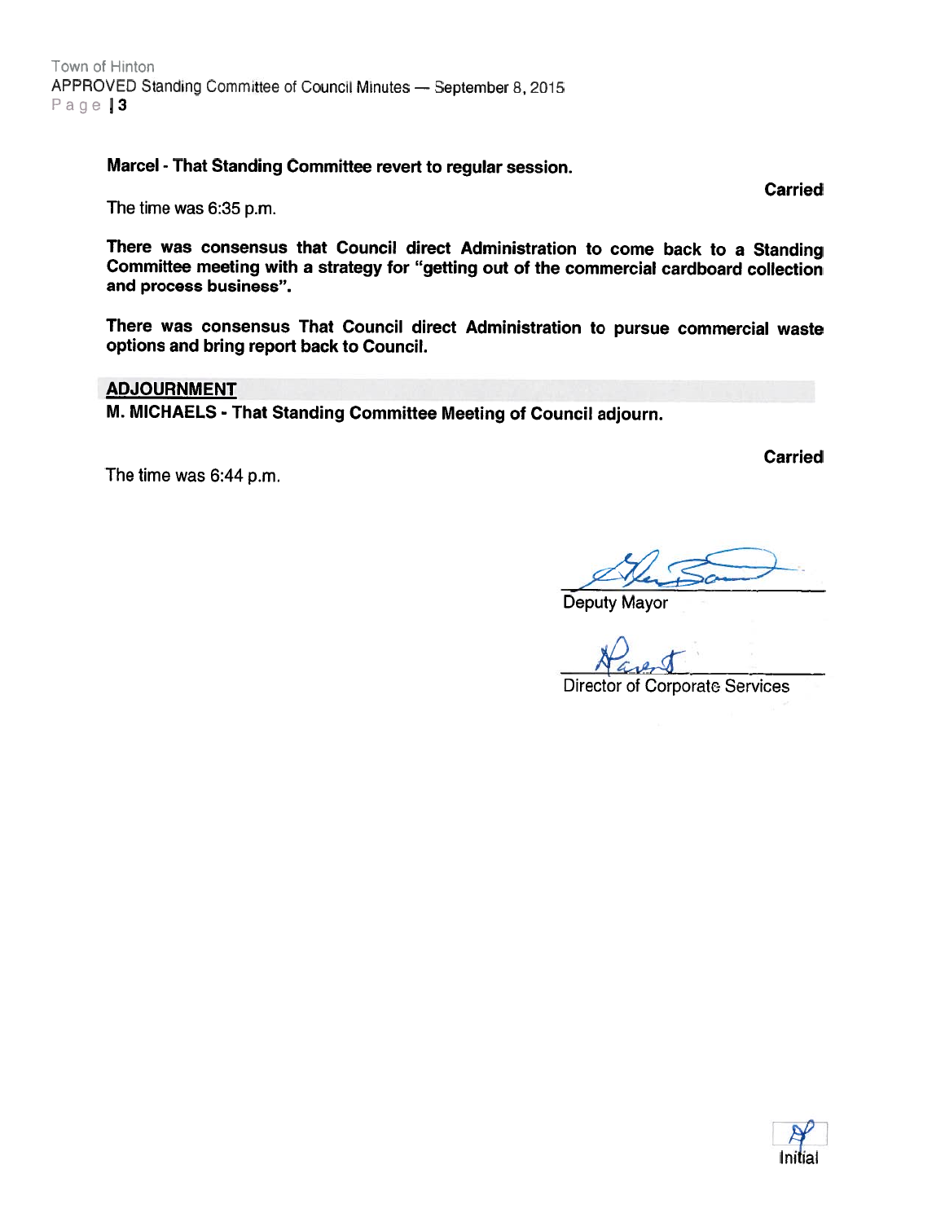**Marcel - That Standing Committee revert to regular session.**

**Carried**

The time was 6:35 p.m.

**There was consensus that Council direct Administration to come back to a Standing Committee meeting with a strategy for "getting out of the commercial cardboard collection and process business".**

**There was consensus That Council direct Administration to pursue commercial waste options and bring report back to Council.**

## ADJOURNMENT

**M. MICHAELS - That Standing Committee Meeting of Council adjourn.**

**Carried**

The time was 6:44 p.m.

Deputy Mayor

Director of Corporate Services

Initial